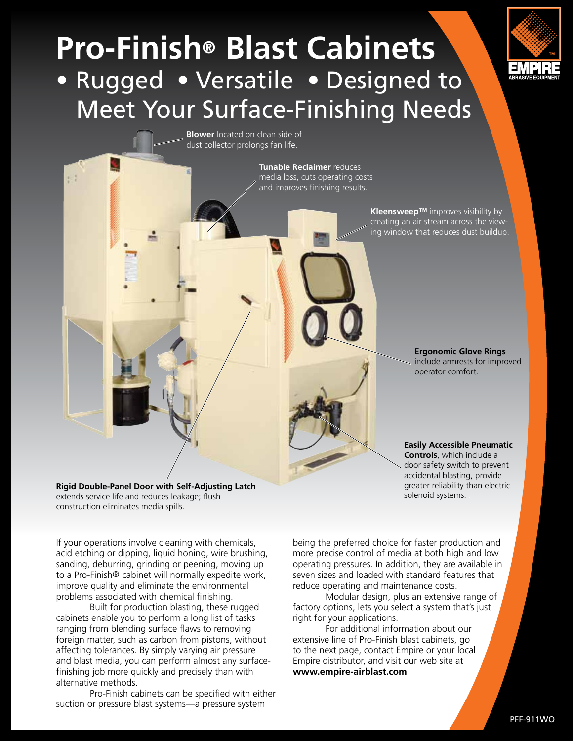# Pro-Finish® Blast Cabinets

## • Rugged • Versatile • Designed to Meet Your Surface-Finishing Needs

EMPIRE ABRASIVE EQUIPMENT

**Blower** located on clean side of dust collector prolongs fan life.

**Tunable Reclaimer** reduces media loss, cuts operating costs and improves finishing results.

**Kleensweep™** improves visibility by creating an air stream across the viewing window that reduces dust buildup.

**Ergonomic Glove Rings** include armrests for improved operator comfort.

**Easily Accessible Pneumatic Controls**, which include a door safety switch to prevent accidental blasting, provide greater reliability than electric solenoid systems.

**Rigid Double-Panel Door with Self-Adjusting Latch** extends service life and reduces leakage; flush construction eliminates media spills.

If your operations involve cleaning with chemicals, acid etching or dipping, liquid honing, wire brushing, sanding, deburring, grinding or peening, moving up to a Pro-Finish® cabinet will normally expedite work, improve quality and eliminate the environmental problems associated with chemical finishing.

Built for production blasting, these rugged cabinets enable you to perform a long list of tasks ranging from blending surface flaws to removing foreign matter, such as carbon from pistons, without affecting tolerances. By simply varying air pressure and blast media, you can perform almost any surface-finishing job more quickly and precisely than with alternative methods.

Pro-Finish cabinets can be specified with either suction or pressure blast systems—a pressure system being the preferred choice for faster production and more precise control of media at both high and low operating pressures. In addition, they are available in seven sizes and loaded with standard features that reduce operating and maintenance costs.

Modular design, plus an extensive range of factory options, lets you select a system that's just right for your applications.

For additional information about our extensive line of Pro-Finish blast cabinets, go to the next page, contact Empire or your local Empire distributor, and visit our web site at **www.empire-airblast.com**

PFF-911WO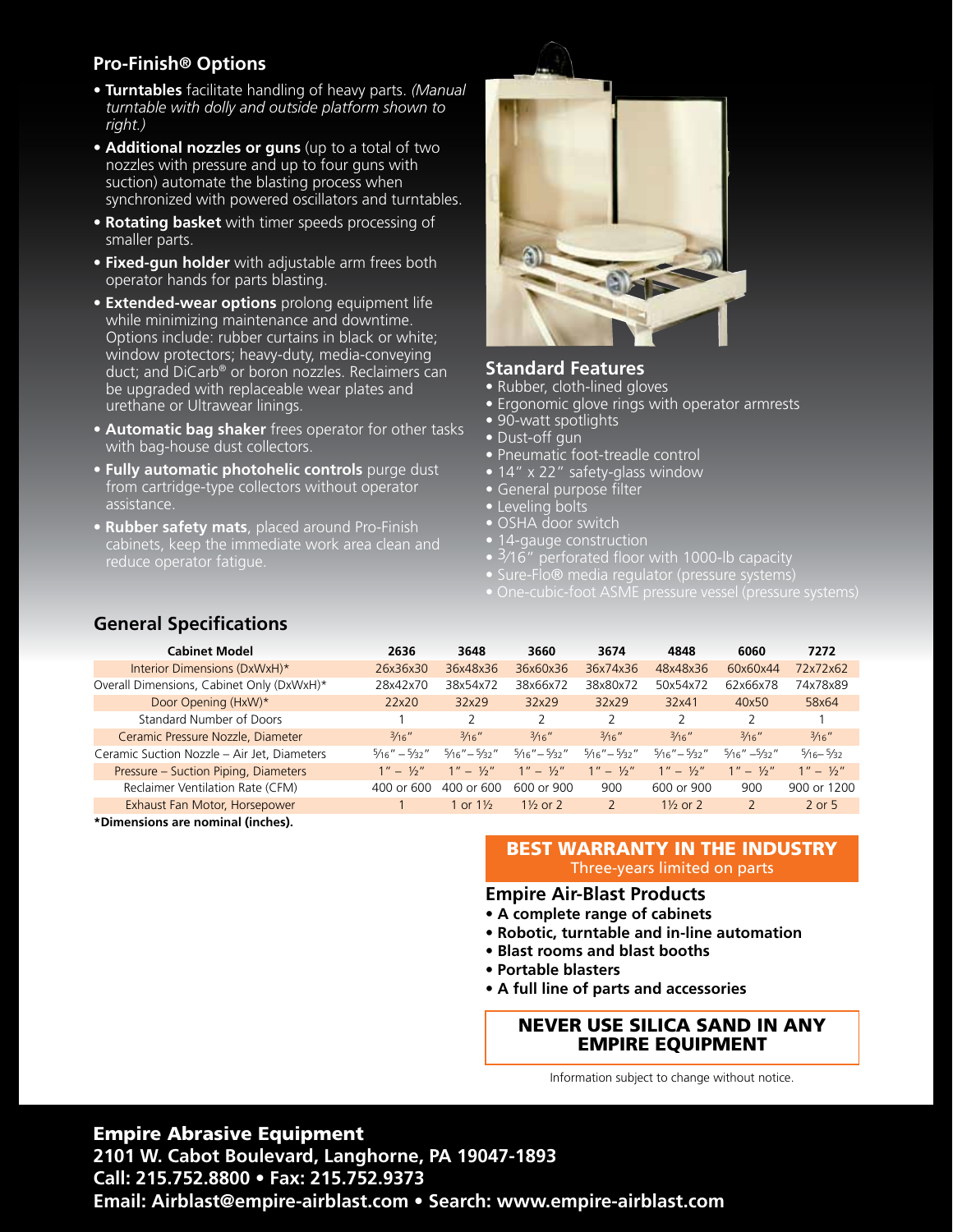## Pro-Finish® Options

- **Turntables** facilitate handling of heavy parts. *(Manual turntable with dolly and outside platform shown to right.)*
- **Additional nozzles or guns** (up to a total of two nozzles with pressure and up to four guns with suction) automate the blasting process when synchronized with powered oscillators and turntables.
- **Rotating basket** with timer speeds processing of smaller parts.
- **Fixed-gun holder** with adjustable arm frees both operator hands for parts blasting.
- **Extended-wear options** prolong equipment life while minimizing maintenance and downtime. Options include: rubber curtains in black or white; window protectors; heavy-duty, media-conveying duct; and DiCarb® or boron nozzles. Reclaimers can be upgraded with replaceable wear plates and urethane or Ultrawear linings.
- **Automatic bag shaker** frees operator for other tasks with bag-house dust collectors.
- **Fully automatic photohelic controls** purge dust from cartridge-type collectors without operator assistance.
- **Rubber safety mats**, placed around Pro-Finish cabinets, keep the immediate work area clean and reduce operator fatigue.

## Standard Features

- Rubber, cloth-lined gloves
- Ergonomic glove rings with operator armrests
- 90-watt spotlights
- Dust-off gun
- Pneumatic foot-treadle control
- 14″ x 22″ safety-glass window
- General purpose filter
- Leveling bolts
- OSHA door switch
- 14-gauge construction
- 3/16″ perforated floor with 1000-lb capacity
- Sure-Flo® media regulator (pressure systems)
- One-cubic-foot ASME pressure vessel (pressure systems)

## General Specifications

| Cabinet Model | 2636 | 3648 | 3660 | 3674 | 4848 | 6060 | 7272 |
|---|---|---|---|---|---|---|---|
| Interior Dimensions (DxWxH)* | 26x36x30 | 36x48x36 | 36x60x36 | 36x74x36 | 48x48x36 | 60x60x44 | 72x72x62 |
| Overall Dimensions, Cabinet Only (DxWxH)* | 28x42x70 | 38x54x72 | 38x66x72 | 38x80x72 | 50x54x72 | 62x66x78 | 74x78x89 |
| Door Opening (HxW)* | 22x20 | 32x29 | 32x29 | 32x29 | 32x41 | 40x50 | 58x64 |
| Standard Number of Doors | 1 | 2 | 2 | 2 | 2 | 2 | 1 |
| Ceramic Pressure Nozzle, Diameter | 3/16″ | 3/16″ | 3/16″ | 3/16″ | 3/16″ | 3/16″ | 3/16″ |
| Ceramic Suction Nozzle – Air Jet, Diameters | 5/16″ – 5/32″ | 5/16″ – 5/32″ | 5/16″ – 5/32″ | 5/16″ – 5/32″ | 5/16″ – 5/32″ | 5/16″ – 5/32″ | 5/16 – 5/32 |
| Pressure – Suction Piping, Diameters | 1″ – ½″ | 1″ – ½″ | 1″ – ½″ | 1″ – ½″ | 1″ – ½″ | 1″ – ½″ | 1″ – ½″ |
| Reclaimer Ventilation Rate (CFM) | 400 or 600 | 400 or 600 | 600 or 900 | 900 | 600 or 900 | 900 | 900 or 1200 |
| Exhaust Fan Motor, Horsepower | 1 | 1 or 1½ | 1½ or 2 | 2 | 1½ or 2 | 2 | 2 or 5 |

**\*Dimensions are nominal (inches).**

**BEST WARRANTY IN THE INDUSTRY**
Three-years limited on parts

### Empire Air-Blast Products

- **A complete range of cabinets**
- **Robotic, turntable and in-line automation**
- **Blast rooms and blast booths**
- **Portable blasters**
- **A full line of parts and accessories**

**NEVER USE SILICA SAND IN ANY EMPIRE EQUIPMENT**

Information subject to change without notice.

**Empire Abrasive Equipment**
**2101 W. Cabot Boulevard, Langhorne, PA 19047-1893**
**Call: 215.752.8800 • Fax: 215.752.9373**
**Email: Airblast@empire-airblast.com • Search: www.empire-airblast.com**